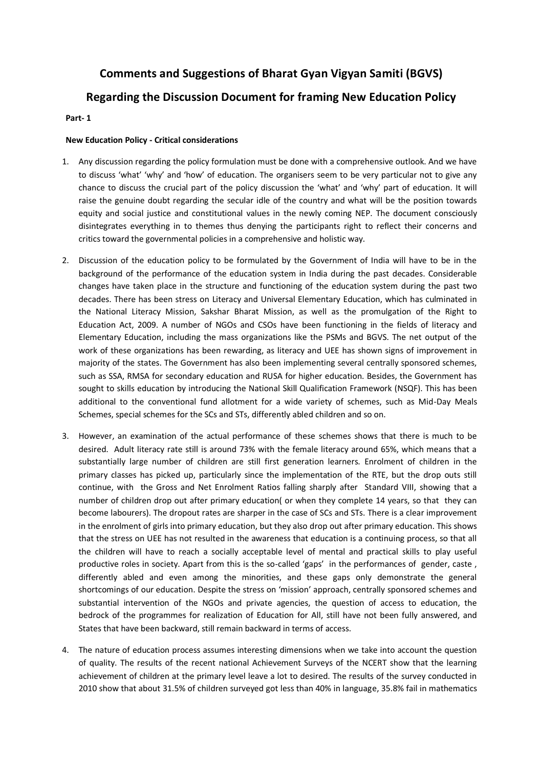# Comments and Suggestions of Bharat Gyan Vigyan Samiti (BGVS)

## Regarding the Discussion Document for framing New Education Policy

**Part- 1**

**New Education Policy - Critical considerations**

1. Any discussion regarding the policy formulation must be done with a comprehensive outlook. And we have to discuss 'what' 'why' and 'how' of education. The organisers seem to be very particular not to give any chance to discuss the crucial part of the policy discussion the 'what' and 'why' part of education. It will raise the genuine doubt regarding the secular idle of the country and what will be the position towards equity and social justice and constitutional values in the newly coming NEP. The document consciously disintegrates everything in to themes thus denying the participants right to reflect their concerns and critics toward the governmental policies in a comprehensive and holistic way.

2. Discussion of the education policy to be formulated by the Government of India will have to be in the background of the performance of the education system in India during the past decades. Considerable changes have taken place in the structure and functioning of the education system during the past two decades. There has been stress on Literacy and Universal Elementary Education, which has culminated in the National Literacy Mission, Sakshar Bharat Mission, as well as the promulgation of the Right to Education Act, 2009. A number of NGOs and CSOs have been functioning in the fields of literacy and Elementary Education, including the mass organizations like the PSMs and BGVS. The net output of the work of these organizations has been rewarding, as literacy and UEE has shown signs of improvement in majority of the states. The Government has also been implementing several centrally sponsored schemes, such as SSA, RMSA for secondary education and RUSA for higher education. Besides, the Government has sought to skills education by introducing the National Skill Qualification Framework (NSQF). This has been additional to the conventional fund allotment for a wide variety of schemes, such as Mid-Day Meals Schemes, special schemes for the SCs and STs, differently abled children and so on.

3. However, an examination of the actual performance of these schemes shows that there is much to be desired. Adult literacy rate still is around 73% with the female literacy around 65%, which means that a substantially large number of children are still first generation learners. Enrolment of children in the primary classes has picked up, particularly since the implementation of the RTE, but the drop outs still continue, with the Gross and Net Enrolment Ratios falling sharply after Standard VIII, showing that a number of children drop out after primary education( or when they complete 14 years, so that they can become labourers). The dropout rates are sharper in the case of SCs and STs. There is a clear improvement in the enrolment of girls into primary education, but they also drop out after primary education. This shows that the stress on UEE has not resulted in the awareness that education is a continuing process, so that all the children will have to reach a socially acceptable level of mental and practical skills to play useful productive roles in society. Apart from this is the so-called 'gaps' in the performances of gender, caste , differently abled and even among the minorities, and these gaps only demonstrate the general shortcomings of our education. Despite the stress on 'mission' approach, centrally sponsored schemes and substantial intervention of the NGOs and private agencies, the question of access to education, the bedrock of the programmes for realization of Education for All, still have not been fully answered, and States that have been backward, still remain backward in terms of access.

4. The nature of education process assumes interesting dimensions when we take into account the question of quality. The results of the recent national Achievement Surveys of the NCERT show that the learning achievement of children at the primary level leave a lot to desired. The results of the survey conducted in 2010 show that about 31.5% of children surveyed got less than 40% in language, 35.8% fail in mathematics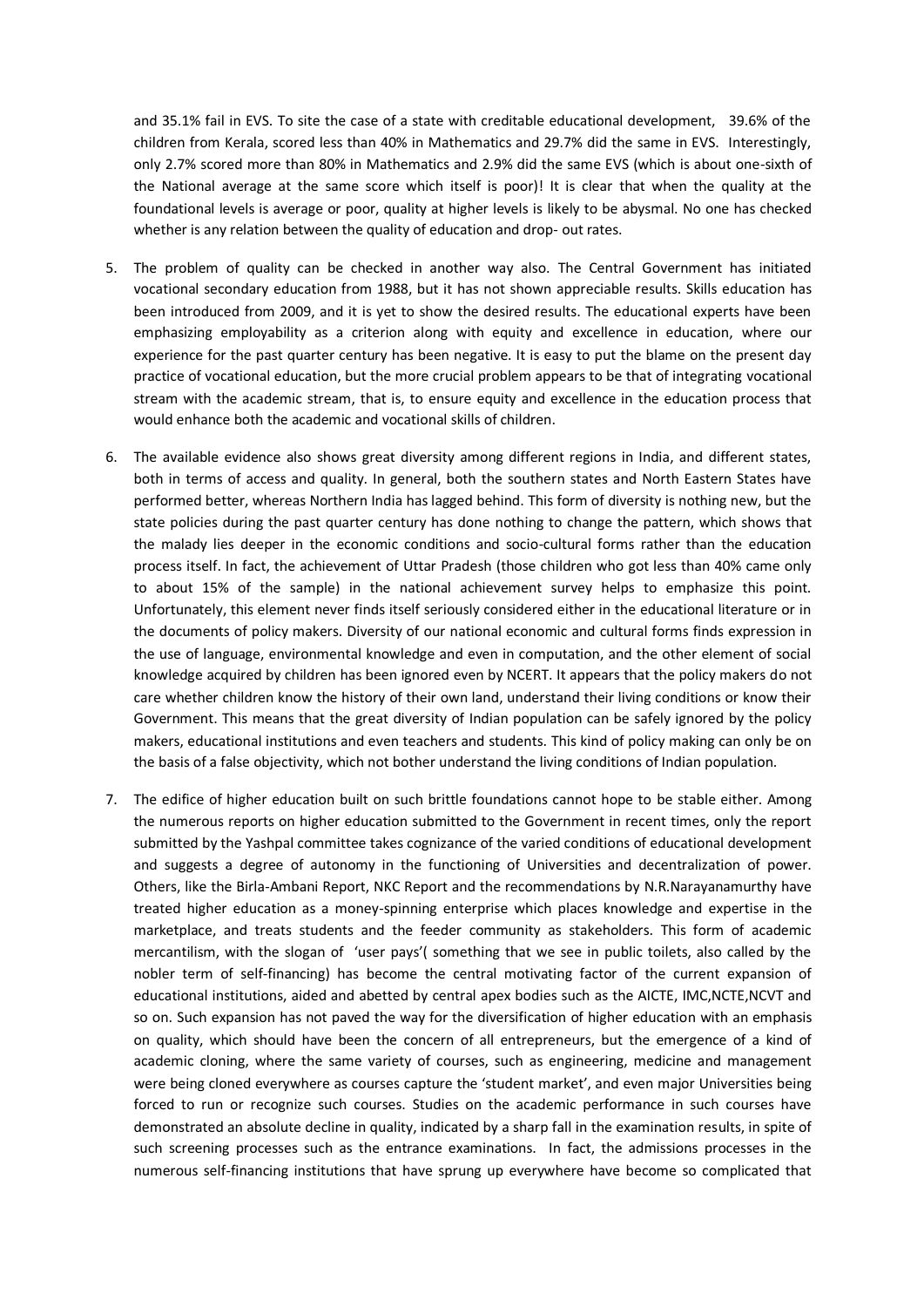and 35.1% fail in EVS. To site the case of a state with creditable educational development, 39.6% of the children from Kerala, scored less than 40% in Mathematics and 29.7% did the same in EVS. Interestingly, only 2.7% scored more than 80% in Mathematics and 2.9% did the same EVS (which is about one-sixth of the National average at the same score which itself is poor)! It is clear that when the quality at the foundational levels is average or poor, quality at higher levels is likely to be abysmal. No one has checked whether is any relation between the quality of education and drop- out rates.

5. The problem of quality can be checked in another way also. The Central Government has initiated vocational secondary education from 1988, but it has not shown appreciable results. Skills education has been introduced from 2009, and it is yet to show the desired results. The educational experts have been emphasizing employability as a criterion along with equity and excellence in education, where our experience for the past quarter century has been negative. It is easy to put the blame on the present day practice of vocational education, but the more crucial problem appears to be that of integrating vocational stream with the academic stream, that is, to ensure equity and excellence in the education process that would enhance both the academic and vocational skills of children.

6. The available evidence also shows great diversity among different regions in India, and different states, both in terms of access and quality. In general, both the southern states and North Eastern States have performed better, whereas Northern India has lagged behind. This form of diversity is nothing new, but the state policies during the past quarter century has done nothing to change the pattern, which shows that the malady lies deeper in the economic conditions and socio-cultural forms rather than the education process itself. In fact, the achievement of Uttar Pradesh (those children who got less than 40% came only to about 15% of the sample) in the national achievement survey helps to emphasize this point. Unfortunately, this element never finds itself seriously considered either in the educational literature or in the documents of policy makers. Diversity of our national economic and cultural forms finds expression in the use of language, environmental knowledge and even in computation, and the other element of social knowledge acquired by children has been ignored even by NCERT. It appears that the policy makers do not care whether children know the history of their own land, understand their living conditions or know their Government. This means that the great diversity of Indian population can be safely ignored by the policy makers, educational institutions and even teachers and students. This kind of policy making can only be on the basis of a false objectivity, which not bother understand the living conditions of Indian population.

7. The edifice of higher education built on such brittle foundations cannot hope to be stable either. Among the numerous reports on higher education submitted to the Government in recent times, only the report submitted by the Yashpal committee takes cognizance of the varied conditions of educational development and suggests a degree of autonomy in the functioning of Universities and decentralization of power. Others, like the Birla-Ambani Report, NKC Report and the recommendations by N.R.Narayanamurthy have treated higher education as a money-spinning enterprise which places knowledge and expertise in the marketplace, and treats students and the feeder community as stakeholders. This form of academic mercantilism, with the slogan of 'user pays'( something that we see in public toilets, also called by the nobler term of self-financing) has become the central motivating factor of the current expansion of educational institutions, aided and abetted by central apex bodies such as the AICTE, IMC,NCTE,NCVT and so on. Such expansion has not paved the way for the diversification of higher education with an emphasis on quality, which should have been the concern of all entrepreneurs, but the emergence of a kind of academic cloning, where the same variety of courses, such as engineering, medicine and management were being cloned everywhere as courses capture the 'student market', and even major Universities being forced to run or recognize such courses. Studies on the academic performance in such courses have demonstrated an absolute decline in quality, indicated by a sharp fall in the examination results, in spite of such screening processes such as the entrance examinations. In fact, the admissions processes in the numerous self-financing institutions that have sprung up everywhere have become so complicated that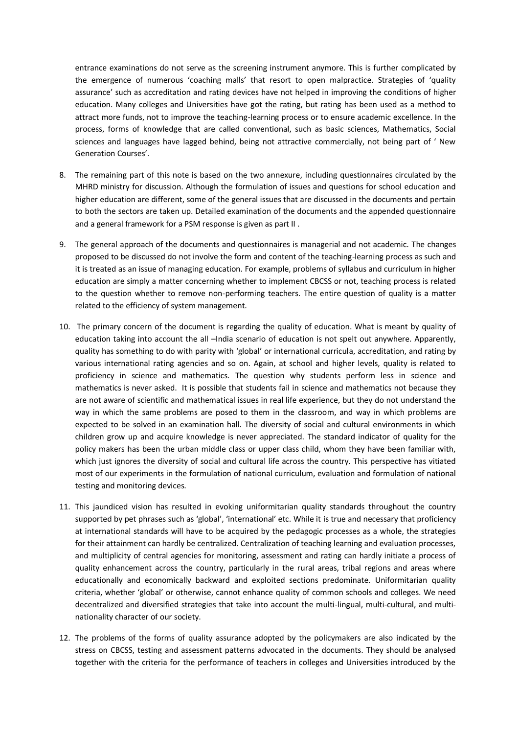entrance examinations do not serve as the screening instrument anymore. This is further complicated by the emergence of numerous 'coaching malls' that resort to open malpractice. Strategies of 'quality assurance' such as accreditation and rating devices have not helped in improving the conditions of higher education. Many colleges and Universities have got the rating, but rating has been used as a method to attract more funds, not to improve the teaching-learning process or to ensure academic excellence. In the process, forms of knowledge that are called conventional, such as basic sciences, Mathematics, Social sciences and languages have lagged behind, being not attractive commercially, not being part of ' New Generation Courses'.

8. The remaining part of this note is based on the two annexure, including questionnaires circulated by the MHRD ministry for discussion. Although the formulation of issues and questions for school education and higher education are different, some of the general issues that are discussed in the documents and pertain to both the sectors are taken up. Detailed examination of the documents and the appended questionnaire and a general framework for a PSM response is given as part II .

9. The general approach of the documents and questionnaires is managerial and not academic. The changes proposed to be discussed do not involve the form and content of the teaching-learning process as such and it is treated as an issue of managing education. For example, problems of syllabus and curriculum in higher education are simply a matter concerning whether to implement CBCSS or not, teaching process is related to the question whether to remove non-performing teachers. The entire question of quality is a matter related to the efficiency of system management.

10. The primary concern of the document is regarding the quality of education. What is meant by quality of education taking into account the all –India scenario of education is not spelt out anywhere. Apparently, quality has something to do with parity with 'global' or international curricula, accreditation, and rating by various international rating agencies and so on. Again, at school and higher levels, quality is related to proficiency in science and mathematics. The question why students perform less in science and mathematics is never asked. It is possible that students fail in science and mathematics not because they are not aware of scientific and mathematical issues in real life experience, but they do not understand the way in which the same problems are posed to them in the classroom, and way in which problems are expected to be solved in an examination hall. The diversity of social and cultural environments in which children grow up and acquire knowledge is never appreciated. The standard indicator of quality for the policy makers has been the urban middle class or upper class child, whom they have been familiar with, which just ignores the diversity of social and cultural life across the country. This perspective has vitiated most of our experiments in the formulation of national curriculum, evaluation and formulation of national testing and monitoring devices.

11. This jaundiced vision has resulted in evoking uniformitarian quality standards throughout the country supported by pet phrases such as 'global', 'international' etc. While it is true and necessary that proficiency at international standards will have to be acquired by the pedagogic processes as a whole, the strategies for their attainment can hardly be centralized. Centralization of teaching learning and evaluation processes, and multiplicity of central agencies for monitoring, assessment and rating can hardly initiate a process of quality enhancement across the country, particularly in the rural areas, tribal regions and areas where educationally and economically backward and exploited sections predominate. Uniformitarian quality criteria, whether 'global' or otherwise, cannot enhance quality of common schools and colleges. We need decentralized and diversified strategies that take into account the multi-lingual, multi-cultural, and multi-nationality character of our society.

12. The problems of the forms of quality assurance adopted by the policymakers are also indicated by the stress on CBCSS, testing and assessment patterns advocated in the documents. They should be analysed together with the criteria for the performance of teachers in colleges and Universities introduced by the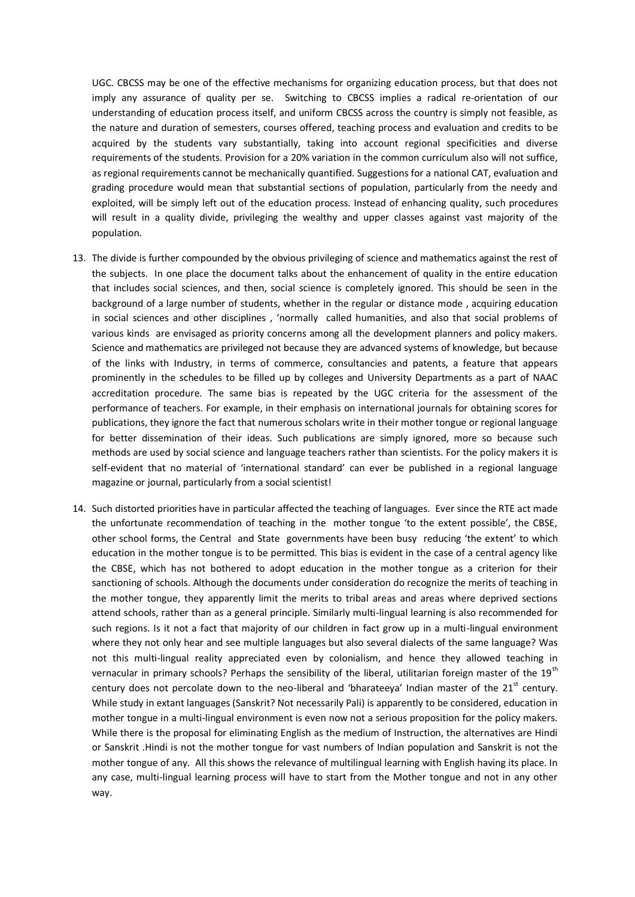UGC. CBCSS may be one of the effective mechanisms for organizing education process, but that does not imply any assurance of quality per se. Switching to CBCSS implies a radical re-orientation of our understanding of education process itself, and uniform CBCSS across the country is simply not feasible, as the nature and duration of semesters, courses offered, teaching process and evaluation and credits to be acquired by the students vary substantially, taking into account regional specificities and diverse requirements of the students. Provision for a 20% variation in the common curriculum also will not suffice, as regional requirements cannot be mechanically quantified. Suggestions for a national CAT, evaluation and grading procedure would mean that substantial sections of population, particularly from the needy and exploited, will be simply left out of the education process. Instead of enhancing quality, such procedures will result in a quality divide, privileging the wealthy and upper classes against vast majority of the population.

13. The divide is further compounded by the obvious privileging of science and mathematics against the rest of the subjects. In one place the document talks about the enhancement of quality in the entire education that includes social sciences, and then, social science is completely ignored. This should be seen in the background of a large number of students, whether in the regular or distance mode , acquiring education in social sciences and other disciplines , 'normally called humanities, and also that social problems of various kinds are envisaged as priority concerns among all the development planners and policy makers. Science and mathematics are privileged not because they are advanced systems of knowledge, but because of the links with Industry, in terms of commerce, consultancies and patents, a feature that appears prominently in the schedules to be filled up by colleges and University Departments as a part of NAAC accreditation procedure. The same bias is repeated by the UGC criteria for the assessment of the performance of teachers. For example, in their emphasis on international journals for obtaining scores for publications, they ignore the fact that numerous scholars write in their mother tongue or regional language for better dissemination of their ideas. Such publications are simply ignored, more so because such methods are used by social science and language teachers rather than scientists. For the policy makers it is self-evident that no material of 'international standard' can ever be published in a regional language magazine or journal, particularly from a social scientist!

14. Such distorted priorities have in particular affected the teaching of languages. Ever since the RTE act made the unfortunate recommendation of teaching in the mother tongue 'to the extent possible', the CBSE, other school forms, the Central and State governments have been busy reducing 'the extent' to which education in the mother tongue is to be permitted. This bias is evident in the case of a central agency like the CBSE, which has not bothered to adopt education in the mother tongue as a criterion for their sanctioning of schools. Although the documents under consideration do recognize the merits of teaching in the mother tongue, they apparently limit the merits to tribal areas and areas where deprived sections attend schools, rather than as a general principle. Similarly multi-lingual learning is also recommended for such regions. Is it not a fact that majority of our children in fact grow up in a multi-lingual environment where they not only hear and see multiple languages but also several dialects of the same language? Was not this multi-lingual reality appreciated even by colonialism, and hence they allowed teaching in vernacular in primary schools? Perhaps the sensibility of the liberal, utilitarian foreign master of the 19th century does not percolate down to the neo-liberal and 'bharateeya' Indian master of the 21st century. While study in extant languages (Sanskrit? Not necessarily Pali) is apparently to be considered, education in mother tongue in a multi-lingual environment is even now not a serious proposition for the policy makers. While there is the proposal for eliminating English as the medium of Instruction, the alternatives are Hindi or Sanskrit .Hindi is not the mother tongue for vast numbers of Indian population and Sanskrit is not the mother tongue of any. All this shows the relevance of multilingual learning with English having its place. In any case, multi-lingual learning process will have to start from the Mother tongue and not in any other way.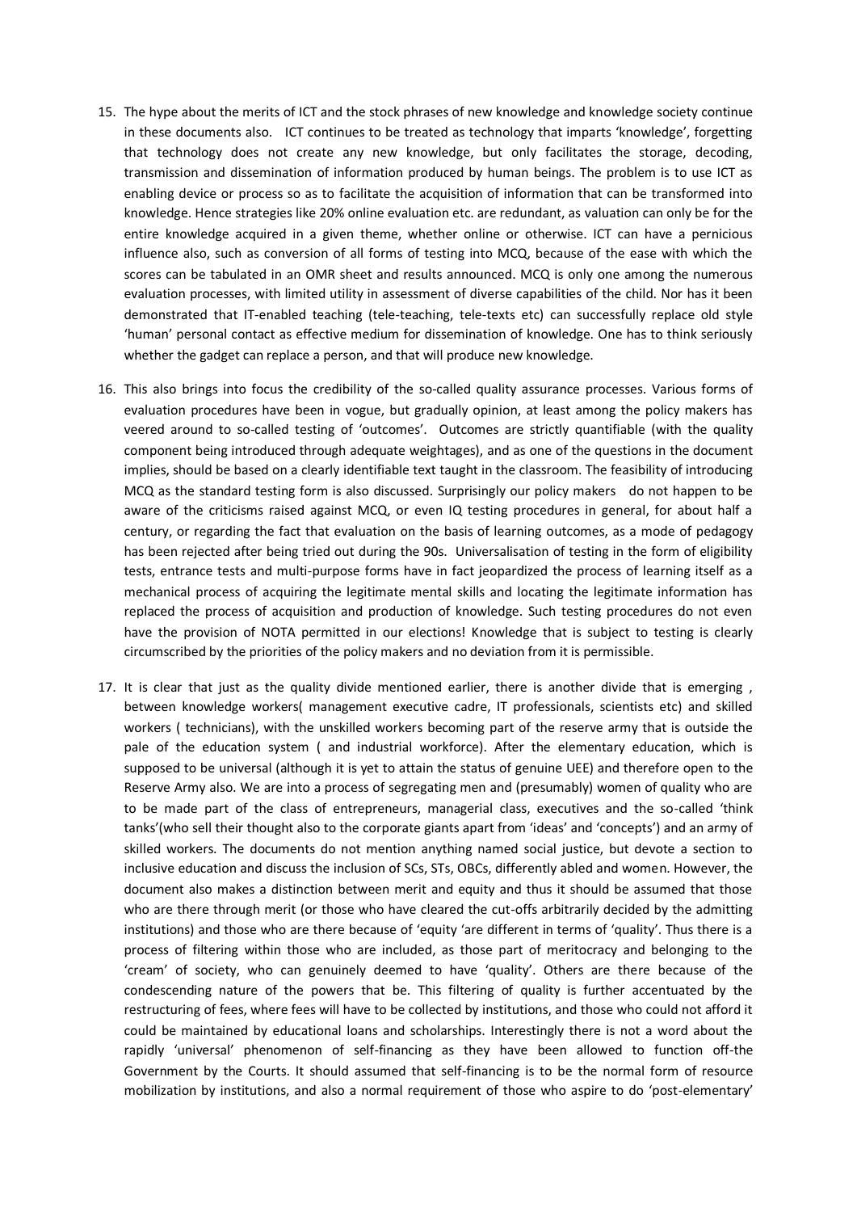15. The hype about the merits of ICT and the stock phrases of new knowledge and knowledge society continue in these documents also. ICT continues to be treated as technology that imparts 'knowledge', forgetting that technology does not create any new knowledge, but only facilitates the storage, decoding, transmission and dissemination of information produced by human beings. The problem is to use ICT as enabling device or process so as to facilitate the acquisition of information that can be transformed into knowledge. Hence strategies like 20% online evaluation etc. are redundant, as valuation can only be for the entire knowledge acquired in a given theme, whether online or otherwise. ICT can have a pernicious influence also, such as conversion of all forms of testing into MCQ, because of the ease with which the scores can be tabulated in an OMR sheet and results announced. MCQ is only one among the numerous evaluation processes, with limited utility in assessment of diverse capabilities of the child. Nor has it been demonstrated that IT-enabled teaching (tele-teaching, tele-texts etc) can successfully replace old style 'human' personal contact as effective medium for dissemination of knowledge. One has to think seriously whether the gadget can replace a person, and that will produce new knowledge.

16. This also brings into focus the credibility of the so-called quality assurance processes. Various forms of evaluation procedures have been in vogue, but gradually opinion, at least among the policy makers has veered around to so-called testing of 'outcomes'. Outcomes are strictly quantifiable (with the quality component being introduced through adequate weightages), and as one of the questions in the document implies, should be based on a clearly identifiable text taught in the classroom. The feasibility of introducing MCQ as the standard testing form is also discussed. Surprisingly our policy makers do not happen to be aware of the criticisms raised against MCQ, or even IQ testing procedures in general, for about half a century, or regarding the fact that evaluation on the basis of learning outcomes, as a mode of pedagogy has been rejected after being tried out during the 90s. Universalisation of testing in the form of eligibility tests, entrance tests and multi-purpose forms have in fact jeopardized the process of learning itself as a mechanical process of acquiring the legitimate mental skills and locating the legitimate information has replaced the process of acquisition and production of knowledge. Such testing procedures do not even have the provision of NOTA permitted in our elections! Knowledge that is subject to testing is clearly circumscribed by the priorities of the policy makers and no deviation from it is permissible.

17. It is clear that just as the quality divide mentioned earlier, there is another divide that is emerging , between knowledge workers( management executive cadre, IT professionals, scientists etc) and skilled workers ( technicians), with the unskilled workers becoming part of the reserve army that is outside the pale of the education system ( and industrial workforce). After the elementary education, which is supposed to be universal (although it is yet to attain the status of genuine UEE) and therefore open to the Reserve Army also. We are into a process of segregating men and (presumably) women of quality who are to be made part of the class of entrepreneurs, managerial class, executives and the so-called 'think tanks'(who sell their thought also to the corporate giants apart from 'ideas' and 'concepts') and an army of skilled workers. The documents do not mention anything named social justice, but devote a section to inclusive education and discuss the inclusion of SCs, STs, OBCs, differently abled and women. However, the document also makes a distinction between merit and equity and thus it should be assumed that those who are there through merit (or those who have cleared the cut-offs arbitrarily decided by the admitting institutions) and those who are there because of 'equity 'are different in terms of 'quality'. Thus there is a process of filtering within those who are included, as those part of meritocracy and belonging to the 'cream' of society, who can genuinely deemed to have 'quality'. Others are there because of the condescending nature of the powers that be. This filtering of quality is further accentuated by the restructuring of fees, where fees will have to be collected by institutions, and those who could not afford it could be maintained by educational loans and scholarships. Interestingly there is not a word about the rapidly 'universal' phenomenon of self-financing as they have been allowed to function off-the Government by the Courts. It should assumed that self-financing is to be the normal form of resource mobilization by institutions, and also a normal requirement of those who aspire to do 'post-elementary'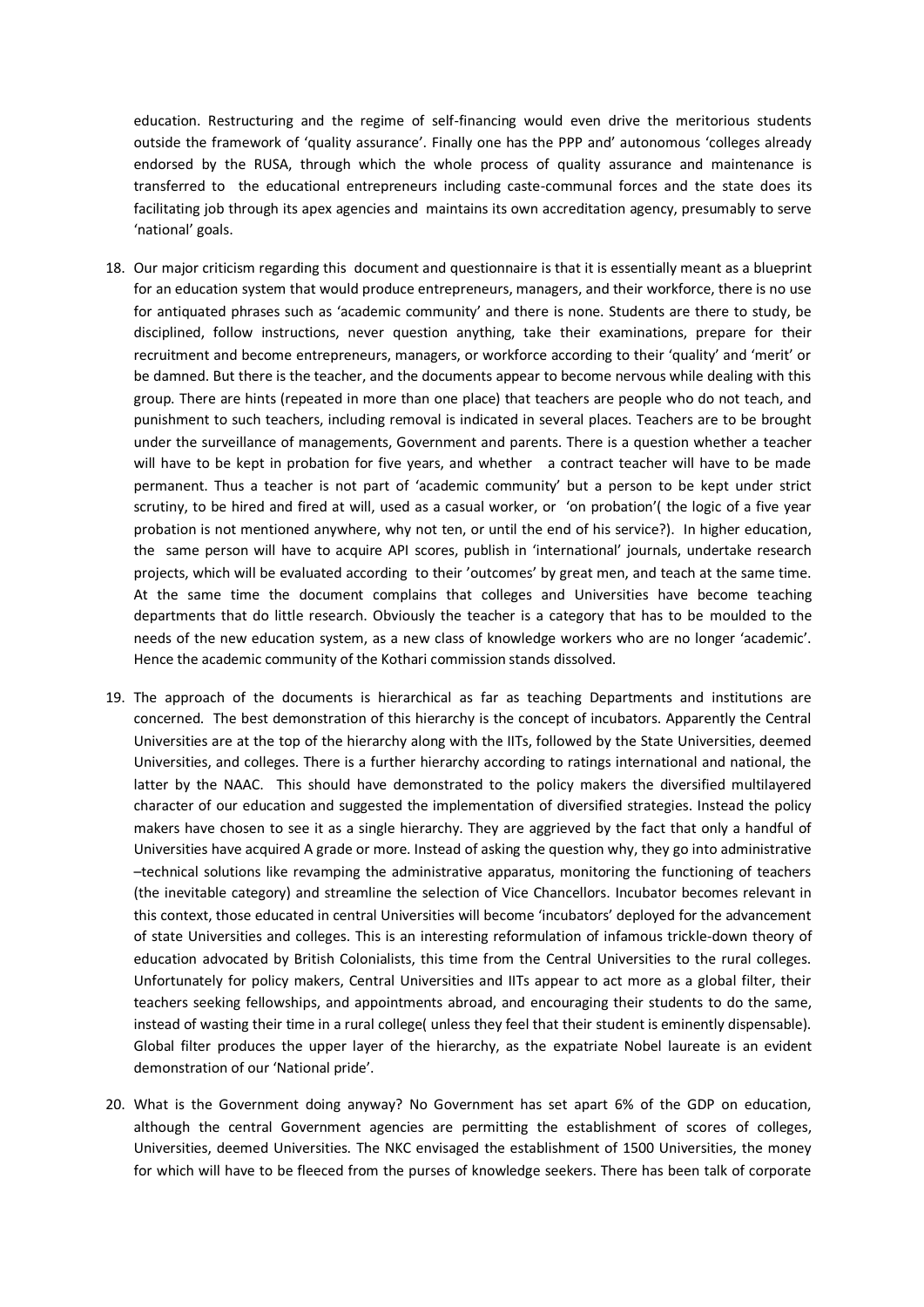education. Restructuring and the regime of self-financing would even drive the meritorious students outside the framework of 'quality assurance'. Finally one has the PPP and' autonomous 'colleges already endorsed by the RUSA, through which the whole process of quality assurance and maintenance is transferred to the educational entrepreneurs including caste-communal forces and the state does its facilitating job through its apex agencies and maintains its own accreditation agency, presumably to serve 'national' goals.

18. Our major criticism regarding this document and questionnaire is that it is essentially meant as a blueprint for an education system that would produce entrepreneurs, managers, and their workforce, there is no use for antiquated phrases such as 'academic community' and there is none. Students are there to study, be disciplined, follow instructions, never question anything, take their examinations, prepare for their recruitment and become entrepreneurs, managers, or workforce according to their 'quality' and 'merit' or be damned. But there is the teacher, and the documents appear to become nervous while dealing with this group. There are hints (repeated in more than one place) that teachers are people who do not teach, and punishment to such teachers, including removal is indicated in several places. Teachers are to be brought under the surveillance of managements, Government and parents. There is a question whether a teacher will have to be kept in probation for five years, and whether a contract teacher will have to be made permanent. Thus a teacher is not part of 'academic community' but a person to be kept under strict scrutiny, to be hired and fired at will, used as a casual worker, or 'on probation'( the logic of a five year probation is not mentioned anywhere, why not ten, or until the end of his service?). In higher education, the same person will have to acquire API scores, publish in 'international' journals, undertake research projects, which will be evaluated according to their 'outcomes' by great men, and teach at the same time. At the same time the document complains that colleges and Universities have become teaching departments that do little research. Obviously the teacher is a category that has to be moulded to the needs of the new education system, as a new class of knowledge workers who are no longer 'academic'. Hence the academic community of the Kothari commission stands dissolved.

19. The approach of the documents is hierarchical as far as teaching Departments and institutions are concerned. The best demonstration of this hierarchy is the concept of incubators. Apparently the Central Universities are at the top of the hierarchy along with the IITs, followed by the State Universities, deemed Universities, and colleges. There is a further hierarchy according to ratings international and national, the latter by the NAAC. This should have demonstrated to the policy makers the diversified multilayered character of our education and suggested the implementation of diversified strategies. Instead the policy makers have chosen to see it as a single hierarchy. They are aggrieved by the fact that only a handful of Universities have acquired A grade or more. Instead of asking the question why, they go into administrative –technical solutions like revamping the administrative apparatus, monitoring the functioning of teachers (the inevitable category) and streamline the selection of Vice Chancellors. Incubator becomes relevant in this context, those educated in central Universities will become 'incubators' deployed for the advancement of state Universities and colleges. This is an interesting reformulation of infamous trickle-down theory of education advocated by British Colonialists, this time from the Central Universities to the rural colleges. Unfortunately for policy makers, Central Universities and IITs appear to act more as a global filter, their teachers seeking fellowships, and appointments abroad, and encouraging their students to do the same, instead of wasting their time in a rural college( unless they feel that their student is eminently dispensable). Global filter produces the upper layer of the hierarchy, as the expatriate Nobel laureate is an evident demonstration of our 'National pride'.

20. What is the Government doing anyway? No Government has set apart 6% of the GDP on education, although the central Government agencies are permitting the establishment of scores of colleges, Universities, deemed Universities. The NKC envisaged the establishment of 1500 Universities, the money for which will have to be fleeced from the purses of knowledge seekers. There has been talk of corporate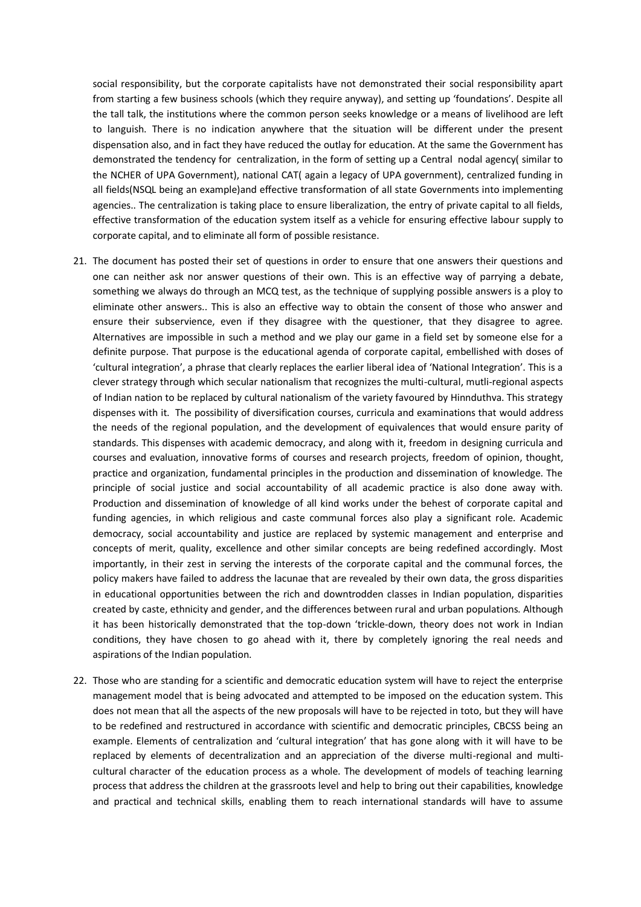social responsibility, but the corporate capitalists have not demonstrated their social responsibility apart from starting a few business schools (which they require anyway), and setting up 'foundations'. Despite all the tall talk, the institutions where the common person seeks knowledge or a means of livelihood are left to languish. There is no indication anywhere that the situation will be different under the present dispensation also, and in fact they have reduced the outlay for education. At the same the Government has demonstrated the tendency for centralization, in the form of setting up a Central nodal agency( similar to the NCHER of UPA Government), national CAT( again a legacy of UPA government), centralized funding in all fields(NSQL being an example)and effective transformation of all state Governments into implementing agencies.. The centralization is taking place to ensure liberalization, the entry of private capital to all fields, effective transformation of the education system itself as a vehicle for ensuring effective labour supply to corporate capital, and to eliminate all form of possible resistance.

21. The document has posted their set of questions in order to ensure that one answers their questions and one can neither ask nor answer questions of their own. This is an effective way of parrying a debate, something we always do through an MCQ test, as the technique of supplying possible answers is a ploy to eliminate other answers.. This is also an effective way to obtain the consent of those who answer and ensure their subservience, even if they disagree with the questioner, that they disagree to agree. Alternatives are impossible in such a method and we play our game in a field set by someone else for a definite purpose. That purpose is the educational agenda of corporate capital, embellished with doses of 'cultural integration', a phrase that clearly replaces the earlier liberal idea of 'National Integration'. This is a clever strategy through which secular nationalism that recognizes the multi-cultural, mutli-regional aspects of Indian nation to be replaced by cultural nationalism of the variety favoured by Hinnduthva. This strategy dispenses with it. The possibility of diversification courses, curricula and examinations that would address the needs of the regional population, and the development of equivalences that would ensure parity of standards. This dispenses with academic democracy, and along with it, freedom in designing curricula and courses and evaluation, innovative forms of courses and research projects, freedom of opinion, thought, practice and organization, fundamental principles in the production and dissemination of knowledge. The principle of social justice and social accountability of all academic practice is also done away with. Production and dissemination of knowledge of all kind works under the behest of corporate capital and funding agencies, in which religious and caste communal forces also play a significant role. Academic democracy, social accountability and justice are replaced by systemic management and enterprise and concepts of merit, quality, excellence and other similar concepts are being redefined accordingly. Most importantly, in their zest in serving the interests of the corporate capital and the communal forces, the policy makers have failed to address the lacunae that are revealed by their own data, the gross disparities in educational opportunities between the rich and downtrodden classes in Indian population, disparities created by caste, ethnicity and gender, and the differences between rural and urban populations. Although it has been historically demonstrated that the top-down 'trickle-down, theory does not work in Indian conditions, they have chosen to go ahead with it, there by completely ignoring the real needs and aspirations of the Indian population.

22. Those who are standing for a scientific and democratic education system will have to reject the enterprise management model that is being advocated and attempted to be imposed on the education system. This does not mean that all the aspects of the new proposals will have to be rejected in toto, but they will have to be redefined and restructured in accordance with scientific and democratic principles, CBCSS being an example. Elements of centralization and 'cultural integration' that has gone along with it will have to be replaced by elements of decentralization and an appreciation of the diverse multi-regional and multi-cultural character of the education process as a whole. The development of models of teaching learning process that address the children at the grassroots level and help to bring out their capabilities, knowledge and practical and technical skills, enabling them to reach international standards will have to assume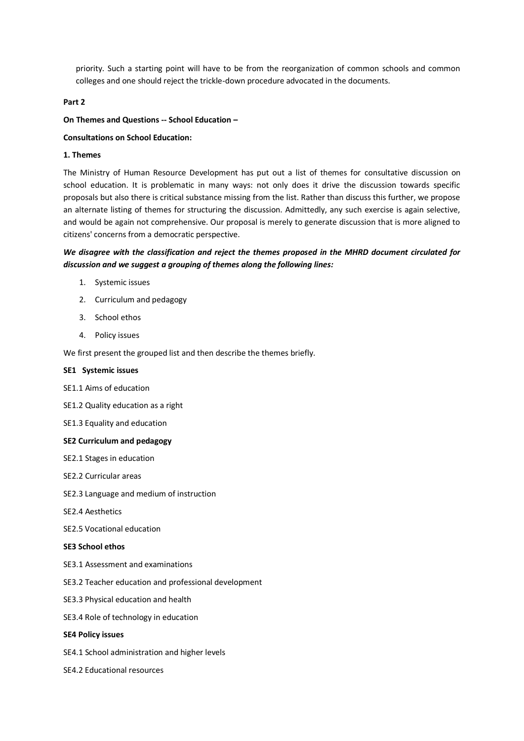priority. Such a starting point will have to be from the reorganization of common schools and common colleges and one should reject the trickle-down procedure advocated in the documents.

**Part 2**

**On Themes and Questions -- School Education –**

**Consultations on School Education:**

**1. Themes**

The Ministry of Human Resource Development has put out a list of themes for consultative discussion on school education. It is problematic in many ways: not only does it drive the discussion towards specific proposals but also there is critical substance missing from the list. Rather than discuss this further, we propose an alternate listing of themes for structuring the discussion. Admittedly, any such exercise is again selective, and would be again not comprehensive. Our proposal is merely to generate discussion that is more aligned to citizens' concerns from a democratic perspective.

***We disagree with the classification and reject the themes proposed in the MHRD document circulated for discussion and we suggest a grouping of themes along the following lines:***

1. Systemic issues
2. Curriculum and pedagogy
3. School ethos
4. Policy issues

We first present the grouped list and then describe the themes briefly.

**SE1 Systemic issues**

SE1.1 Aims of education

SE1.2 Quality education as a right

SE1.3 Equality and education

**SE2 Curriculum and pedagogy**

SE2.1 Stages in education

SE2.2 Curricular areas

SE2.3 Language and medium of instruction

SE2.4 Aesthetics

SE2.5 Vocational education

**SE3 School ethos**

SE3.1 Assessment and examinations

SE3.2 Teacher education and professional development

SE3.3 Physical education and health

SE3.4 Role of technology in education

**SE4 Policy issues**

SE4.1 School administration and higher levels

SE4.2 Educational resources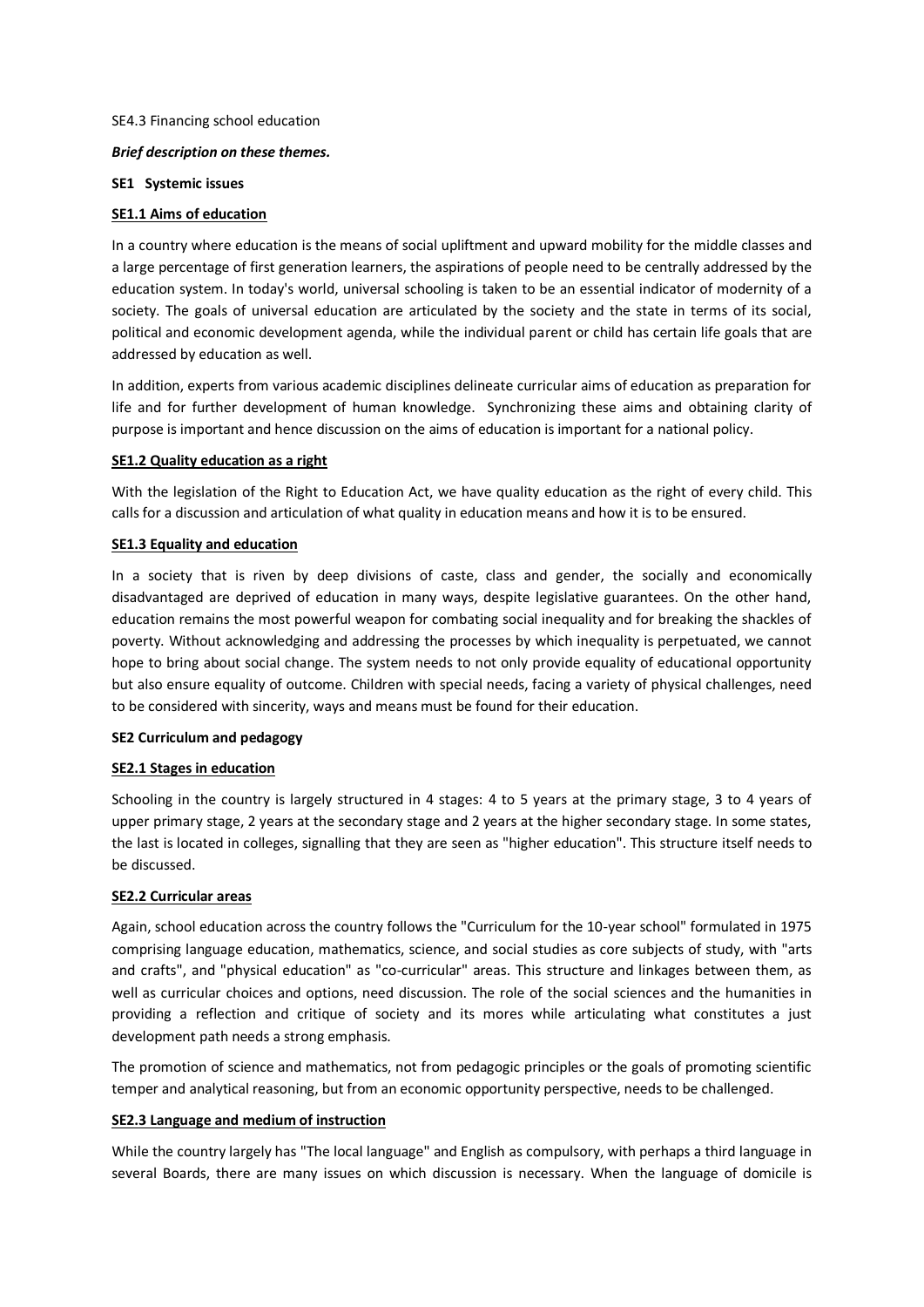SE4.3 Financing school education

***Brief description on these themes.***

**SE1 Systemic issues**

**SE1.1 Aims of education**

In a country where education is the means of social upliftment and upward mobility for the middle classes and a large percentage of first generation learners, the aspirations of people need to be centrally addressed by the education system. In today's world, universal schooling is taken to be an essential indicator of modernity of a society. The goals of universal education are articulated by the society and the state in terms of its social, political and economic development agenda, while the individual parent or child has certain life goals that are addressed by education as well.

In addition, experts from various academic disciplines delineate curricular aims of education as preparation for life and for further development of human knowledge. Synchronizing these aims and obtaining clarity of purpose is important and hence discussion on the aims of education is important for a national policy.

**SE1.2 Quality education as a right**

With the legislation of the Right to Education Act, we have quality education as the right of every child. This calls for a discussion and articulation of what quality in education means and how it is to be ensured.

**SE1.3 Equality and education**

In a society that is riven by deep divisions of caste, class and gender, the socially and economically disadvantaged are deprived of education in many ways, despite legislative guarantees. On the other hand, education remains the most powerful weapon for combating social inequality and for breaking the shackles of poverty. Without acknowledging and addressing the processes by which inequality is perpetuated, we cannot hope to bring about social change. The system needs to not only provide equality of educational opportunity but also ensure equality of outcome. Children with special needs, facing a variety of physical challenges, need to be considered with sincerity, ways and means must be found for their education.

**SE2 Curriculum and pedagogy**

**SE2.1 Stages in education**

Schooling in the country is largely structured in 4 stages: 4 to 5 years at the primary stage, 3 to 4 years of upper primary stage, 2 years at the secondary stage and 2 years at the higher secondary stage. In some states, the last is located in colleges, signalling that they are seen as "higher education". This structure itself needs to be discussed.

**SE2.2 Curricular areas**

Again, school education across the country follows the "Curriculum for the 10-year school" formulated in 1975 comprising language education, mathematics, science, and social studies as core subjects of study, with "arts and crafts", and "physical education" as "co-curricular" areas. This structure and linkages between them, as well as curricular choices and options, need discussion. The role of the social sciences and the humanities in providing a reflection and critique of society and its mores while articulating what constitutes a just development path needs a strong emphasis.

The promotion of science and mathematics, not from pedagogic principles or the goals of promoting scientific temper and analytical reasoning, but from an economic opportunity perspective, needs to be challenged.

**SE2.3 Language and medium of instruction**

While the country largely has "The local language" and English as compulsory, with perhaps a third language in several Boards, there are many issues on which discussion is necessary. When the language of domicile is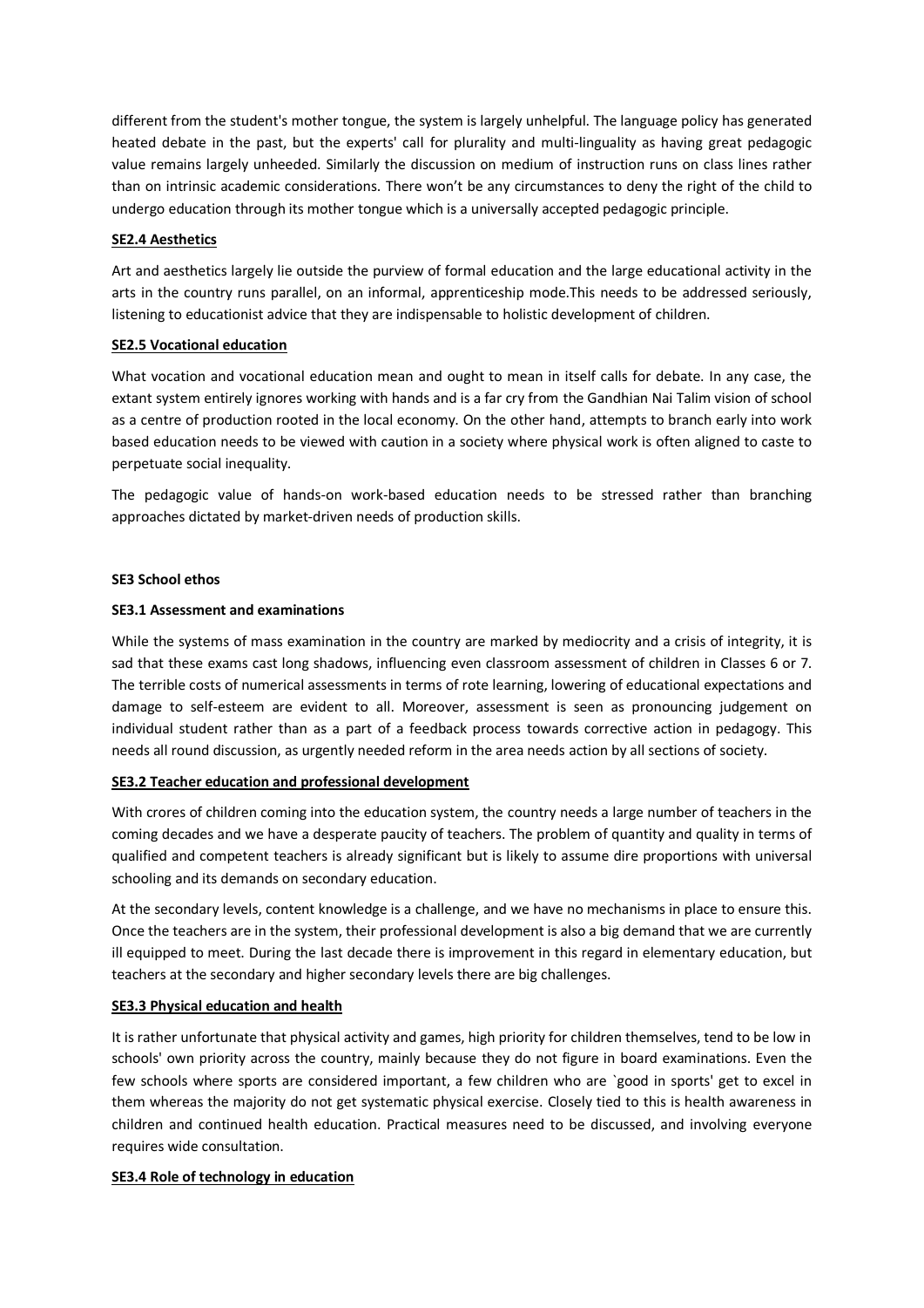different from the student's mother tongue, the system is largely unhelpful. The language policy has generated heated debate in the past, but the experts' call for plurality and multi-linguality as having great pedagogic value remains largely unheeded. Similarly the discussion on medium of instruction runs on class lines rather than on intrinsic academic considerations. There won't be any circumstances to deny the right of the child to undergo education through its mother tongue which is a universally accepted pedagogic principle.

### SE2.4 Aesthetics

Art and aesthetics largely lie outside the purview of formal education and the large educational activity in the arts in the country runs parallel, on an informal, apprenticeship mode.This needs to be addressed seriously, listening to educationist advice that they are indispensable to holistic development of children.

### SE2.5 Vocational education

What vocation and vocational education mean and ought to mean in itself calls for debate. In any case, the extant system entirely ignores working with hands and is a far cry from the Gandhian Nai Talim vision of school as a centre of production rooted in the local economy. On the other hand, attempts to branch early into work based education needs to be viewed with caution in a society where physical work is often aligned to caste to perpetuate social inequality.

The pedagogic value of hands-on work-based education needs to be stressed rather than branching approaches dictated by market-driven needs of production skills.

## SE3 School ethos

### SE3.1 Assessment and examinations

While the systems of mass examination in the country are marked by mediocrity and a crisis of integrity, it is sad that these exams cast long shadows, influencing even classroom assessment of children in Classes 6 or 7. The terrible costs of numerical assessments in terms of rote learning, lowering of educational expectations and damage to self-esteem are evident to all. Moreover, assessment is seen as pronouncing judgement on individual student rather than as a part of a feedback process towards corrective action in pedagogy. This needs all round discussion, as urgently needed reform in the area needs action by all sections of society.

### SE3.2 Teacher education and professional development

With crores of children coming into the education system, the country needs a large number of teachers in the coming decades and we have a desperate paucity of teachers. The problem of quantity and quality in terms of qualified and competent teachers is already significant but is likely to assume dire proportions with universal schooling and its demands on secondary education.

At the secondary levels, content knowledge is a challenge, and we have no mechanisms in place to ensure this. Once the teachers are in the system, their professional development is also a big demand that we are currently ill equipped to meet. During the last decade there is improvement in this regard in elementary education, but teachers at the secondary and higher secondary levels there are big challenges.

### SE3.3 Physical education and health

It is rather unfortunate that physical activity and games, high priority for children themselves, tend to be low in schools' own priority across the country, mainly because they do not figure in board examinations. Even the few schools where sports are considered important, a few children who are `good in sports' get to excel in them whereas the majority do not get systematic physical exercise. Closely tied to this is health awareness in children and continued health education. Practical measures need to be discussed, and involving everyone requires wide consultation.

### SE3.4 Role of technology in education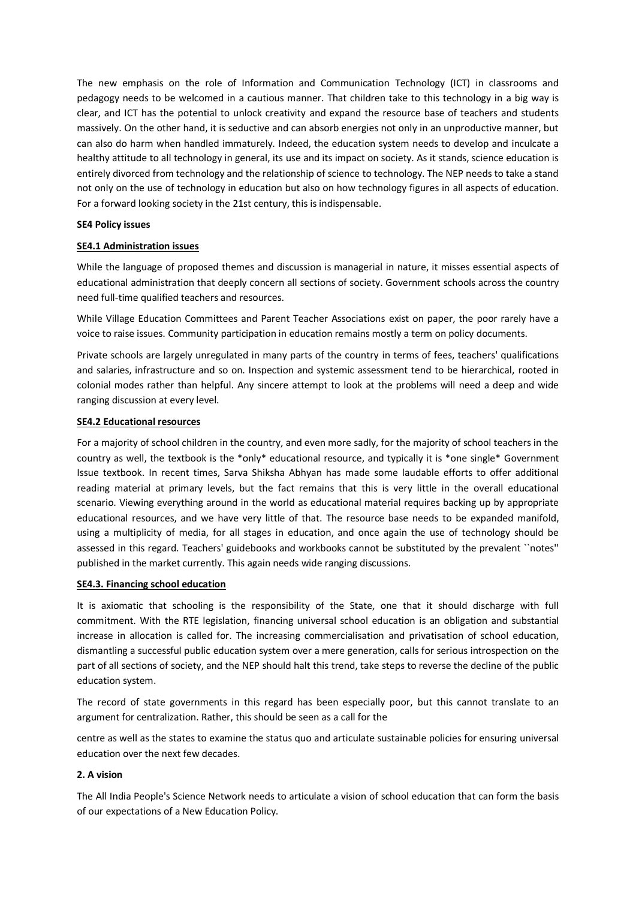The new emphasis on the role of Information and Communication Technology (ICT) in classrooms and pedagogy needs to be welcomed in a cautious manner. That children take to this technology in a big way is clear, and ICT has the potential to unlock creativity and expand the resource base of teachers and students massively. On the other hand, it is seductive and can absorb energies not only in an unproductive manner, but can also do harm when handled immaturely. Indeed, the education system needs to develop and inculcate a healthy attitude to all technology in general, its use and its impact on society. As it stands, science education is entirely divorced from technology and the relationship of science to technology. The NEP needs to take a stand not only on the use of technology in education but also on how technology figures in all aspects of education. For a forward looking society in the 21st century, this is indispensable.

**SE4 Policy issues**

**SE4.1 Administration issues**

While the language of proposed themes and discussion is managerial in nature, it misses essential aspects of educational administration that deeply concern all sections of society. Government schools across the country need full-time qualified teachers and resources.

While Village Education Committees and Parent Teacher Associations exist on paper, the poor rarely have a voice to raise issues. Community participation in education remains mostly a term on policy documents.

Private schools are largely unregulated in many parts of the country in terms of fees, teachers' qualifications and salaries, infrastructure and so on. Inspection and systemic assessment tend to be hierarchical, rooted in colonial modes rather than helpful. Any sincere attempt to look at the problems will need a deep and wide ranging discussion at every level.

**SE4.2 Educational resources**

For a majority of school children in the country, and even more sadly, for the majority of school teachers in the country as well, the textbook is the *only* educational resource, and typically it is *one single* Government Issue textbook. In recent times, Sarva Shiksha Abhyan has made some laudable efforts to offer additional reading material at primary levels, but the fact remains that this is very little in the overall educational scenario. Viewing everything around in the world as educational material requires backing up by appropriate educational resources, and we have very little of that. The resource base needs to be expanded manifold, using a multiplicity of media, for all stages in education, and once again the use of technology should be assessed in this regard. Teachers' guidebooks and workbooks cannot be substituted by the prevalent ``notes'' published in the market currently. This again needs wide ranging discussions.

**SE4.3. Financing school education**

It is axiomatic that schooling is the responsibility of the State, one that it should discharge with full commitment. With the RTE legislation, financing universal school education is an obligation and substantial increase in allocation is called for. The increasing commercialisation and privatisation of school education, dismantling a successful public education system over a mere generation, calls for serious introspection on the part of all sections of society, and the NEP should halt this trend, take steps to reverse the decline of the public education system.

The record of state governments in this regard has been especially poor, but this cannot translate to an argument for centralization. Rather, this should be seen as a call for the centre as well as the states to examine the status quo and articulate sustainable policies for ensuring universal education over the next few decades.

**2. A vision**

The All India People's Science Network needs to articulate a vision of school education that can form the basis of our expectations of a New Education Policy.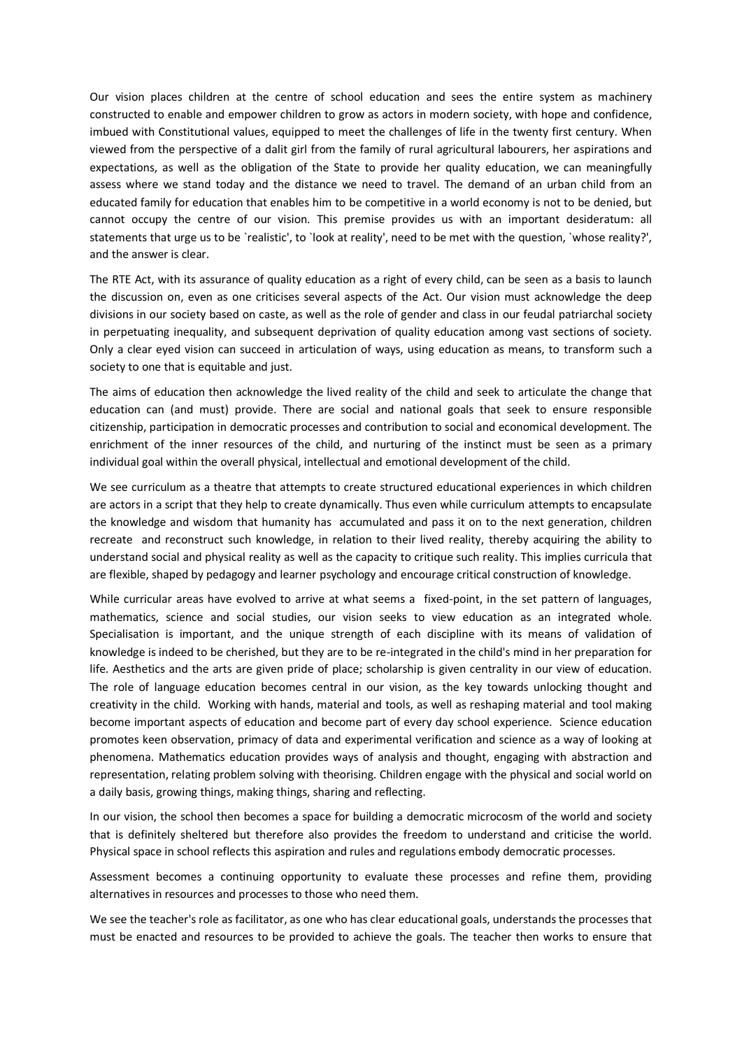Our vision places children at the centre of school education and sees the entire system as machinery constructed to enable and empower children to grow as actors in modern society, with hope and confidence, imbued with Constitutional values, equipped to meet the challenges of life in the twenty first century. When viewed from the perspective of a dalit girl from the family of rural agricultural labourers, her aspirations and expectations, as well as the obligation of the State to provide her quality education, we can meaningfully assess where we stand today and the distance we need to travel. The demand of an urban child from an educated family for education that enables him to be competitive in a world economy is not to be denied, but cannot occupy the centre of our vision. This premise provides us with an important desideratum: all statements that urge us to be `realistic', to `look at reality', need to be met with the question, `whose reality?', and the answer is clear.

The RTE Act, with its assurance of quality education as a right of every child, can be seen as a basis to launch the discussion on, even as one criticises several aspects of the Act. Our vision must acknowledge the deep divisions in our society based on caste, as well as the role of gender and class in our feudal patriarchal society in perpetuating inequality, and subsequent deprivation of quality education among vast sections of society. Only a clear eyed vision can succeed in articulation of ways, using education as means, to transform such a society to one that is equitable and just.

The aims of education then acknowledge the lived reality of the child and seek to articulate the change that education can (and must) provide. There are social and national goals that seek to ensure responsible citizenship, participation in democratic processes and contribution to social and economical development. The enrichment of the inner resources of the child, and nurturing of the instinct must be seen as a primary individual goal within the overall physical, intellectual and emotional development of the child.

We see curriculum as a theatre that attempts to create structured educational experiences in which children are actors in a script that they help to create dynamically. Thus even while curriculum attempts to encapsulate the knowledge and wisdom that humanity has accumulated and pass it on to the next generation, children recreate and reconstruct such knowledge, in relation to their lived reality, thereby acquiring the ability to understand social and physical reality as well as the capacity to critique such reality. This implies curricula that are flexible, shaped by pedagogy and learner psychology and encourage critical construction of knowledge.

While curricular areas have evolved to arrive at what seems a fixed-point, in the set pattern of languages, mathematics, science and social studies, our vision seeks to view education as an integrated whole. Specialisation is important, and the unique strength of each discipline with its means of validation of knowledge is indeed to be cherished, but they are to be re-integrated in the child's mind in her preparation for life. Aesthetics and the arts are given pride of place; scholarship is given centrality in our view of education. The role of language education becomes central in our vision, as the key towards unlocking thought and creativity in the child. Working with hands, material and tools, as well as reshaping material and tool making become important aspects of education and become part of every day school experience. Science education promotes keen observation, primacy of data and experimental verification and science as a way of looking at phenomena. Mathematics education provides ways of analysis and thought, engaging with abstraction and representation, relating problem solving with theorising. Children engage with the physical and social world on a daily basis, growing things, making things, sharing and reflecting.

In our vision, the school then becomes a space for building a democratic microcosm of the world and society that is definitely sheltered but therefore also provides the freedom to understand and criticise the world. Physical space in school reflects this aspiration and rules and regulations embody democratic processes.

Assessment becomes a continuing opportunity to evaluate these processes and refine them, providing alternatives in resources and processes to those who need them.

We see the teacher's role as facilitator, as one who has clear educational goals, understands the processes that must be enacted and resources to be provided to achieve the goals. The teacher then works to ensure that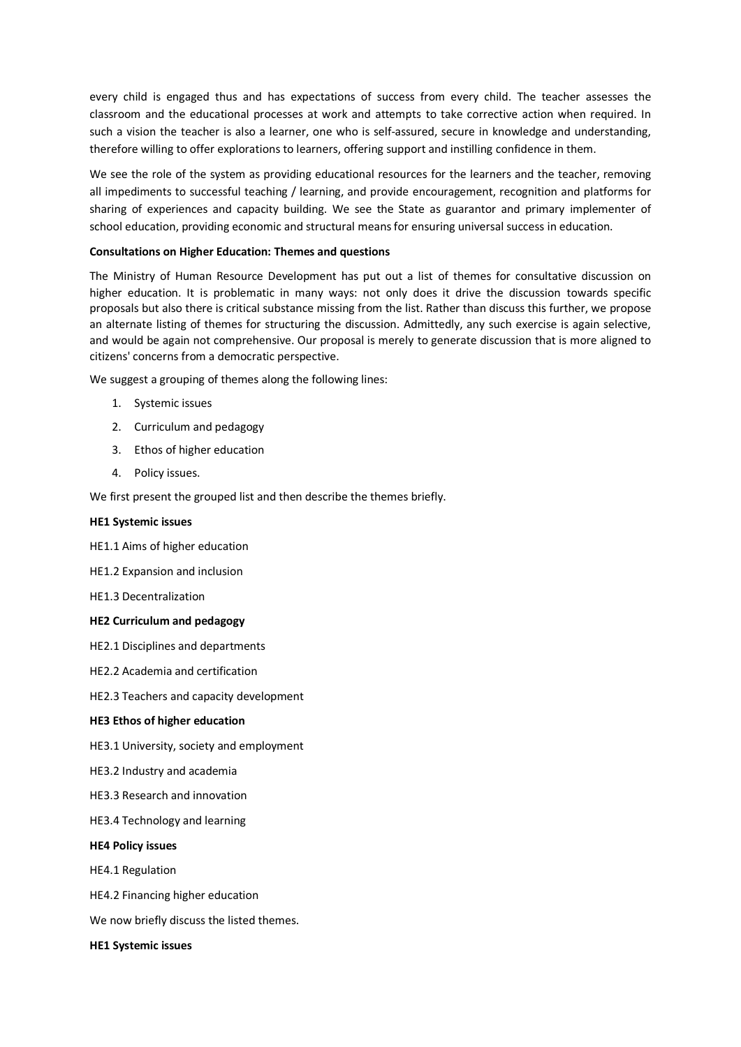every child is engaged thus and has expectations of success from every child. The teacher assesses the classroom and the educational processes at work and attempts to take corrective action when required. In such a vision the teacher is also a learner, one who is self-assured, secure in knowledge and understanding, therefore willing to offer explorations to learners, offering support and instilling confidence in them.

We see the role of the system as providing educational resources for the learners and the teacher, removing all impediments to successful teaching / learning, and provide encouragement, recognition and platforms for sharing of experiences and capacity building. We see the State as guarantor and primary implementer of school education, providing economic and structural means for ensuring universal success in education.

**Consultations on Higher Education: Themes and questions**

The Ministry of Human Resource Development has put out a list of themes for consultative discussion on higher education. It is problematic in many ways: not only does it drive the discussion towards specific proposals but also there is critical substance missing from the list. Rather than discuss this further, we propose an alternate listing of themes for structuring the discussion. Admittedly, any such exercise is again selective, and would be again not comprehensive. Our proposal is merely to generate discussion that is more aligned to citizens' concerns from a democratic perspective.

We suggest a grouping of themes along the following lines:

1. Systemic issues
2. Curriculum and pedagogy
3. Ethos of higher education
4. Policy issues.

We first present the grouped list and then describe the themes briefly.

**HE1 Systemic issues**

HE1.1 Aims of higher education

HE1.2 Expansion and inclusion

HE1.3 Decentralization

**HE2 Curriculum and pedagogy**

HE2.1 Disciplines and departments

HE2.2 Academia and certification

HE2.3 Teachers and capacity development

**HE3 Ethos of higher education**

HE3.1 University, society and employment

HE3.2 Industry and academia

HE3.3 Research and innovation

HE3.4 Technology and learning

**HE4 Policy issues**

HE4.1 Regulation

HE4.2 Financing higher education

We now briefly discuss the listed themes.

**HE1 Systemic issues**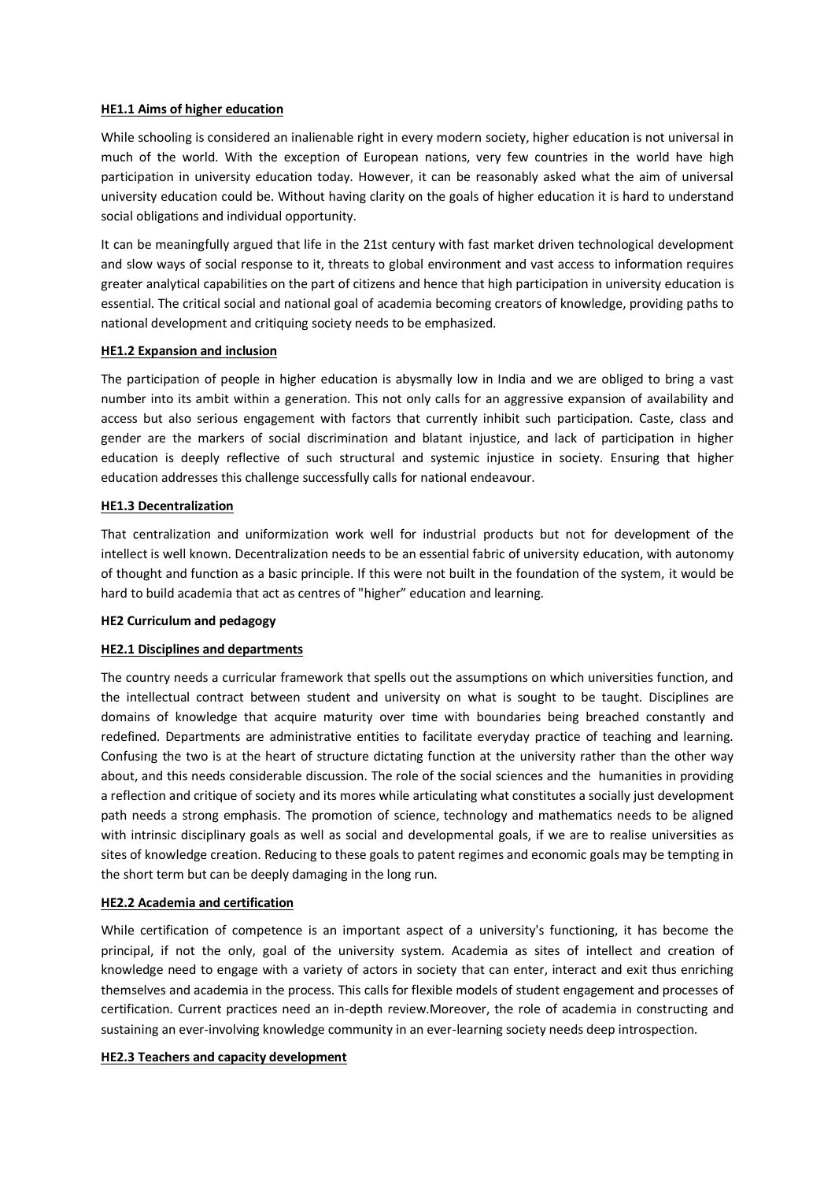**HE1.1 Aims of higher education**

While schooling is considered an inalienable right in every modern society, higher education is not universal in much of the world. With the exception of European nations, very few countries in the world have high participation in university education today. However, it can be reasonably asked what the aim of universal university education could be. Without having clarity on the goals of higher education it is hard to understand social obligations and individual opportunity.

It can be meaningfully argued that life in the 21st century with fast market driven technological development and slow ways of social response to it, threats to global environment and vast access to information requires greater analytical capabilities on the part of citizens and hence that high participation in university education is essential. The critical social and national goal of academia becoming creators of knowledge, providing paths to national development and critiquing society needs to be emphasized.

**HE1.2 Expansion and inclusion**

The participation of people in higher education is abysmally low in India and we are obliged to bring a vast number into its ambit within a generation. This not only calls for an aggressive expansion of availability and access but also serious engagement with factors that currently inhibit such participation. Caste, class and gender are the markers of social discrimination and blatant injustice, and lack of participation in higher education is deeply reflective of such structural and systemic injustice in society. Ensuring that higher education addresses this challenge successfully calls for national endeavour.

**HE1.3 Decentralization**

That centralization and uniformization work well for industrial products but not for development of the intellect is well known. Decentralization needs to be an essential fabric of university education, with autonomy of thought and function as a basic principle. If this were not built in the foundation of the system, it would be hard to build academia that act as centres of "higher" education and learning.

**HE2 Curriculum and pedagogy**

**HE2.1 Disciplines and departments**

The country needs a curricular framework that spells out the assumptions on which universities function, and the intellectual contract between student and university on what is sought to be taught. Disciplines are domains of knowledge that acquire maturity over time with boundaries being breached constantly and redefined. Departments are administrative entities to facilitate everyday practice of teaching and learning. Confusing the two is at the heart of structure dictating function at the university rather than the other way about, and this needs considerable discussion. The role of the social sciences and the humanities in providing a reflection and critique of society and its mores while articulating what constitutes a socially just development path needs a strong emphasis. The promotion of science, technology and mathematics needs to be aligned with intrinsic disciplinary goals as well as social and developmental goals, if we are to realise universities as sites of knowledge creation. Reducing to these goals to patent regimes and economic goals may be tempting in the short term but can be deeply damaging in the long run.

**HE2.2 Academia and certification**

While certification of competence is an important aspect of a university's functioning, it has become the principal, if not the only, goal of the university system. Academia as sites of intellect and creation of knowledge need to engage with a variety of actors in society that can enter, interact and exit thus enriching themselves and academia in the process. This calls for flexible models of student engagement and processes of certification. Current practices need an in-depth review.Moreover, the role of academia in constructing and sustaining an ever-involving knowledge community in an ever-learning society needs deep introspection.

**HE2.3 Teachers and capacity development**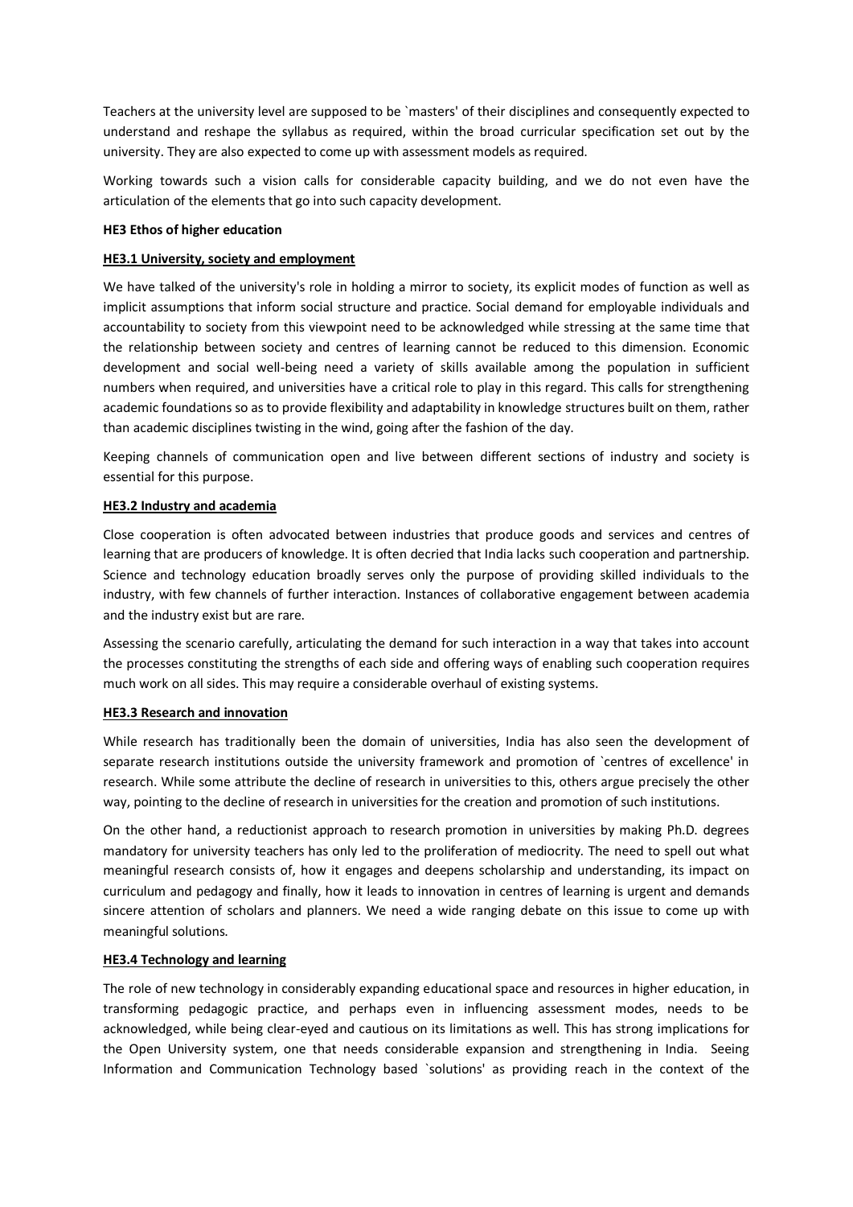Teachers at the university level are supposed to be `masters' of their disciplines and consequently expected to understand and reshape the syllabus as required, within the broad curricular specification set out by the university. They are also expected to come up with assessment models as required.

Working towards such a vision calls for considerable capacity building, and we do not even have the articulation of the elements that go into such capacity development.

**HE3 Ethos of higher education**

**HE3.1 University, society and employment**

We have talked of the university's role in holding a mirror to society, its explicit modes of function as well as implicit assumptions that inform social structure and practice. Social demand for employable individuals and accountability to society from this viewpoint need to be acknowledged while stressing at the same time that the relationship between society and centres of learning cannot be reduced to this dimension. Economic development and social well-being need a variety of skills available among the population in sufficient numbers when required, and universities have a critical role to play in this regard. This calls for strengthening academic foundations so as to provide flexibility and adaptability in knowledge structures built on them, rather than academic disciplines twisting in the wind, going after the fashion of the day.

Keeping channels of communication open and live between different sections of industry and society is essential for this purpose.

**HE3.2 Industry and academia**

Close cooperation is often advocated between industries that produce goods and services and centres of learning that are producers of knowledge. It is often decried that India lacks such cooperation and partnership. Science and technology education broadly serves only the purpose of providing skilled individuals to the industry, with few channels of further interaction. Instances of collaborative engagement between academia and the industry exist but are rare.

Assessing the scenario carefully, articulating the demand for such interaction in a way that takes into account the processes constituting the strengths of each side and offering ways of enabling such cooperation requires much work on all sides. This may require a considerable overhaul of existing systems.

**HE3.3 Research and innovation**

While research has traditionally been the domain of universities, India has also seen the development of separate research institutions outside the university framework and promotion of `centres of excellence' in research. While some attribute the decline of research in universities to this, others argue precisely the other way, pointing to the decline of research in universities for the creation and promotion of such institutions.

On the other hand, a reductionist approach to research promotion in universities by making Ph.D. degrees mandatory for university teachers has only led to the proliferation of mediocrity. The need to spell out what meaningful research consists of, how it engages and deepens scholarship and understanding, its impact on curriculum and pedagogy and finally, how it leads to innovation in centres of learning is urgent and demands sincere attention of scholars and planners. We need a wide ranging debate on this issue to come up with meaningful solutions.

**HE3.4 Technology and learning**

The role of new technology in considerably expanding educational space and resources in higher education, in transforming pedagogic practice, and perhaps even in influencing assessment modes, needs to be acknowledged, while being clear-eyed and cautious on its limitations as well. This has strong implications for the Open University system, one that needs considerable expansion and strengthening in India. Seeing Information and Communication Technology based `solutions' as providing reach in the context of the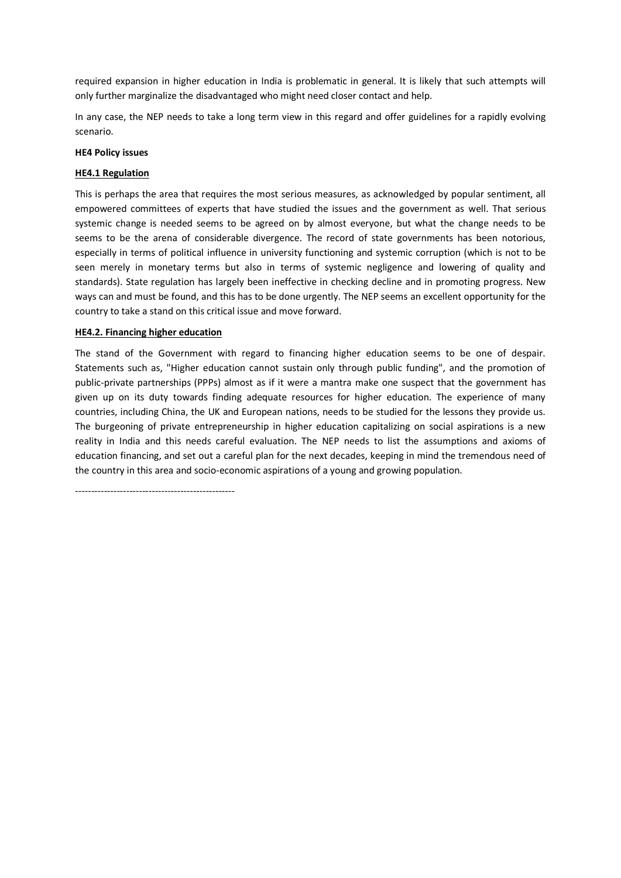required expansion in higher education in India is problematic in general. It is likely that such attempts will only further marginalize the disadvantaged who might need closer contact and help.

In any case, the NEP needs to take a long term view in this regard and offer guidelines for a rapidly evolving scenario.

**HE4 Policy issues**

**HE4.1 Regulation**

This is perhaps the area that requires the most serious measures, as acknowledged by popular sentiment, all empowered committees of experts that have studied the issues and the government as well. That serious systemic change is needed seems to be agreed on by almost everyone, but what the change needs to be seems to be the arena of considerable divergence. The record of state governments has been notorious, especially in terms of political influence in university functioning and systemic corruption (which is not to be seen merely in monetary terms but also in terms of systemic negligence and lowering of quality and standards). State regulation has largely been ineffective in checking decline and in promoting progress. New ways can and must be found, and this has to be done urgently. The NEP seems an excellent opportunity for the country to take a stand on this critical issue and move forward.

**HE4.2. Financing higher education**

The stand of the Government with regard to financing higher education seems to be one of despair. Statements such as, "Higher education cannot sustain only through public funding", and the promotion of public-private partnerships (PPPs) almost as if it were a mantra make one suspect that the government has given up on its duty towards finding adequate resources for higher education. The experience of many countries, including China, the UK and European nations, needs to be studied for the lessons they provide us. The burgeoning of private entrepreneurship in higher education capitalizing on social aspirations is a new reality in India and this needs careful evaluation. The NEP needs to list the assumptions and axioms of education financing, and set out a careful plan for the next decades, keeping in mind the tremendous need of the country in this area and socio-economic aspirations of a young and growing population.

---------------------------------------------------